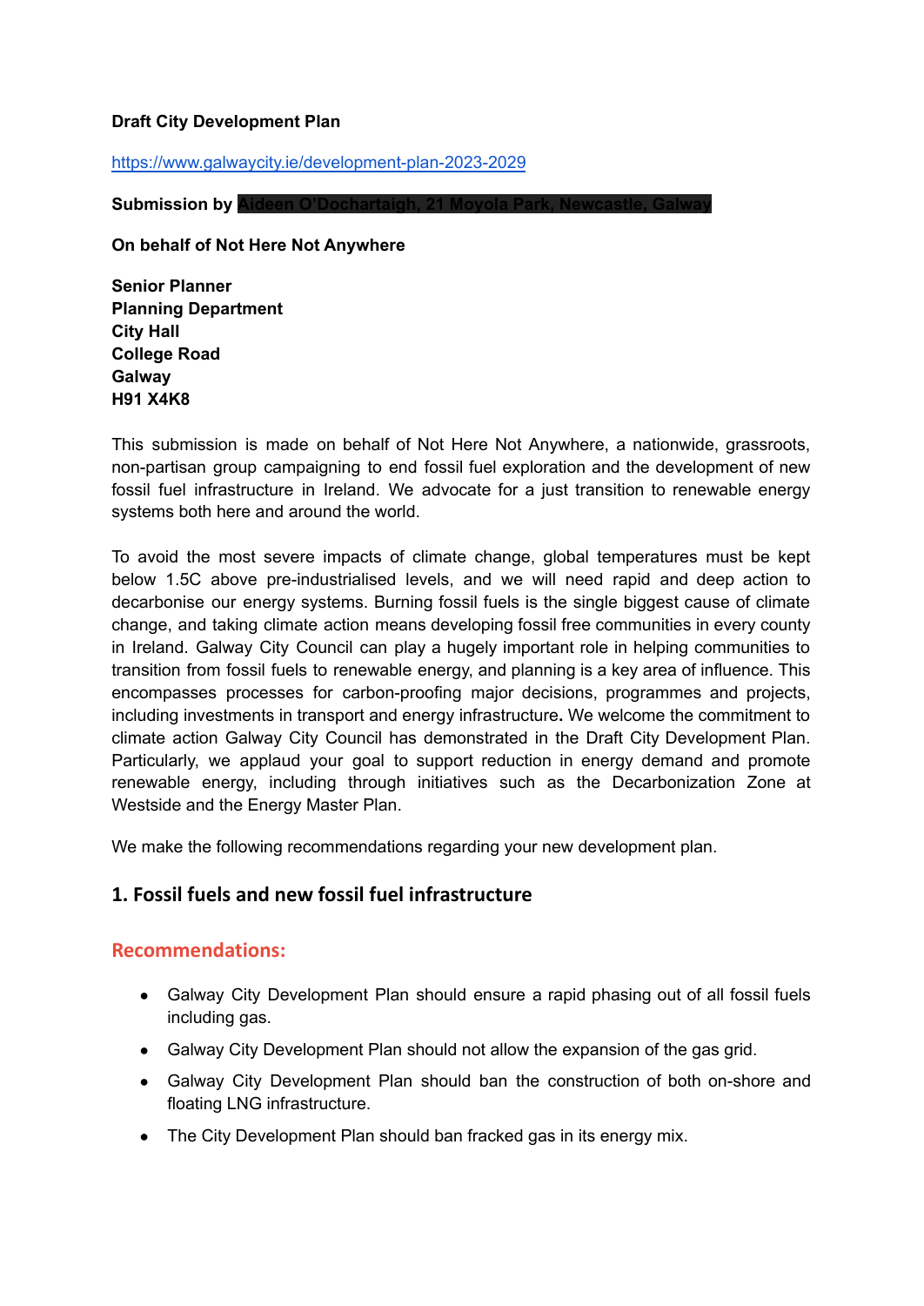**Draft City Development Plan**

https://www.galwaycity.ie/development-plan-2023-2029

**Submission by** [REDACTED]

**On behalf of Not Here Not Anywhere**

**Senior Planner**
**Planning Department**
**City Hall**
**College Road**
**Galway**
**H91 X4K8**

This submission is made on behalf of Not Here Not Anywhere, a nationwide, grassroots, non-partisan group campaigning to end fossil fuel exploration and the development of new fossil fuel infrastructure in Ireland. We advocate for a just transition to renewable energy systems both here and around the world.

To avoid the most severe impacts of climate change, global temperatures must be kept below 1.5C above pre-industrialised levels, and we will need rapid and deep action to decarbonise our energy systems. Burning fossil fuels is the single biggest cause of climate change, and taking climate action means developing fossil free communities in every county in Ireland. Galway City Council can play a hugely important role in helping communities to transition from fossil fuels to renewable energy, and planning is a key area of influence. This encompasses processes for carbon-proofing major decisions, programmes and projects, including investments in transport and energy infrastructure**.** We welcome the commitment to climate action Galway City Council has demonstrated in the Draft City Development Plan. Particularly, we applaud your goal to support reduction in energy demand and promote renewable energy, including through initiatives such as the Decarbonization Zone at Westside and the Energy Master Plan.

We make the following recommendations regarding your new development plan.

## 1. Fossil fuels and new fossil fuel infrastructure

### Recommendations:

- Galway City Development Plan should ensure a rapid phasing out of all fossil fuels including gas.
- Galway City Development Plan should not allow the expansion of the gas grid.
- Galway City Development Plan should ban the construction of both on-shore and floating LNG infrastructure.
- The City Development Plan should ban fracked gas in its energy mix.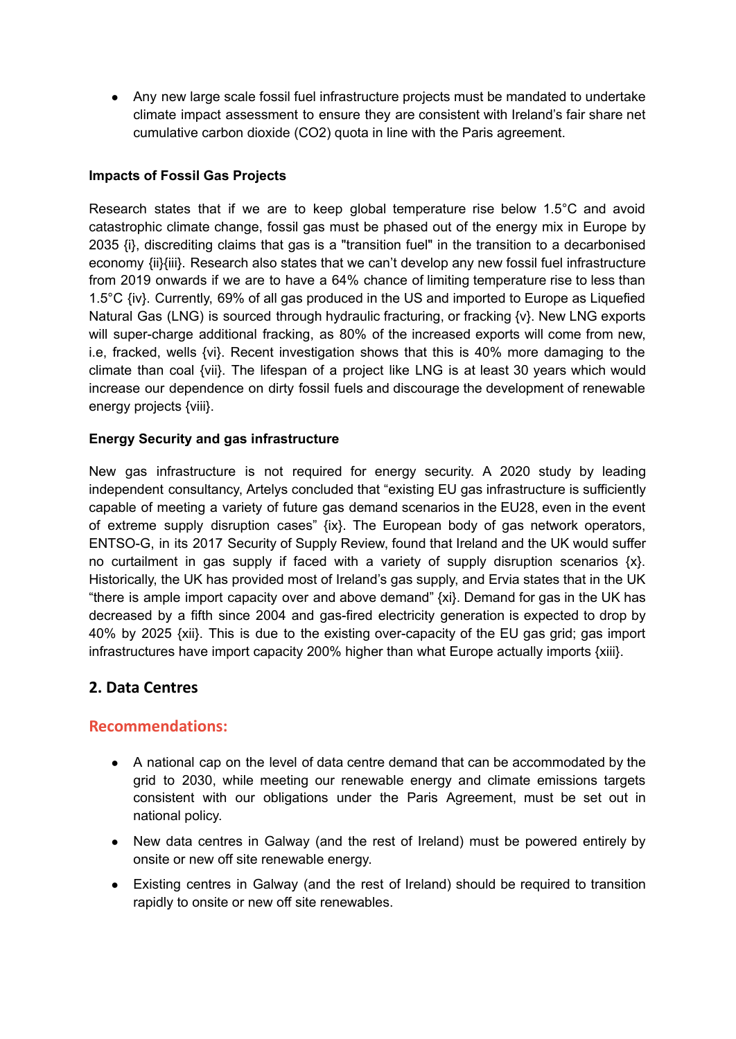- Any new large scale fossil fuel infrastructure projects must be mandated to undertake climate impact assessment to ensure they are consistent with Ireland's fair share net cumulative carbon dioxide ($CO_2$) quota in line with the Paris agreement.

**Impacts of Fossil Gas Projects**

Research states that if we are to keep global temperature rise below 1.5°C and avoid catastrophic climate change, fossil gas must be phased out of the energy mix in Europe by 2035 {i}, discrediting claims that gas is a "transition fuel" in the transition to a decarbonised economy {ii}{iii}. Research also states that we can't develop any new fossil fuel infrastructure from 2019 onwards if we are to have a 64% chance of limiting temperature rise to less than 1.5°C {iv}. Currently, 69% of all gas produced in the US and imported to Europe as Liquefied Natural Gas (LNG) is sourced through hydraulic fracturing, or fracking {v}. New LNG exports will super-charge additional fracking, as 80% of the increased exports will come from new, i.e, fracked, wells {vi}. Recent investigation shows that this is 40% more damaging to the climate than coal {vii}. The lifespan of a project like LNG is at least 30 years which would increase our dependence on dirty fossil fuels and discourage the development of renewable energy projects {viii}.

**Energy Security and gas infrastructure**

New gas infrastructure is not required for energy security. A 2020 study by leading independent consultancy, Artelys concluded that "existing EU gas infrastructure is sufficiently capable of meeting a variety of future gas demand scenarios in the EU28, even in the event of extreme supply disruption cases" {ix}. The European body of gas network operators, ENTSO-G, in its 2017 Security of Supply Review, found that Ireland and the UK would suffer no curtailment in gas supply if faced with a variety of supply disruption scenarios {x}. Historically, the UK has provided most of Ireland's gas supply, and Ervia states that in the UK "there is ample import capacity over and above demand" {xi}. Demand for gas in the UK has decreased by a fifth since 2004 and gas-fired electricity generation is expected to drop by 40% by 2025 {xii}. This is due to the existing over-capacity of the EU gas grid; gas import infrastructures have import capacity 200% higher than what Europe actually imports {xiii}.

## 2. Data Centres

### Recommendations:

- A national cap on the level of data centre demand that can be accommodated by the grid to 2030, while meeting our renewable energy and climate emissions targets consistent with our obligations under the Paris Agreement, must be set out in national policy.
- New data centres in Galway (and the rest of Ireland) must be powered entirely by onsite or new off site renewable energy.
- Existing centres in Galway (and the rest of Ireland) should be required to transition rapidly to onsite or new off site renewables.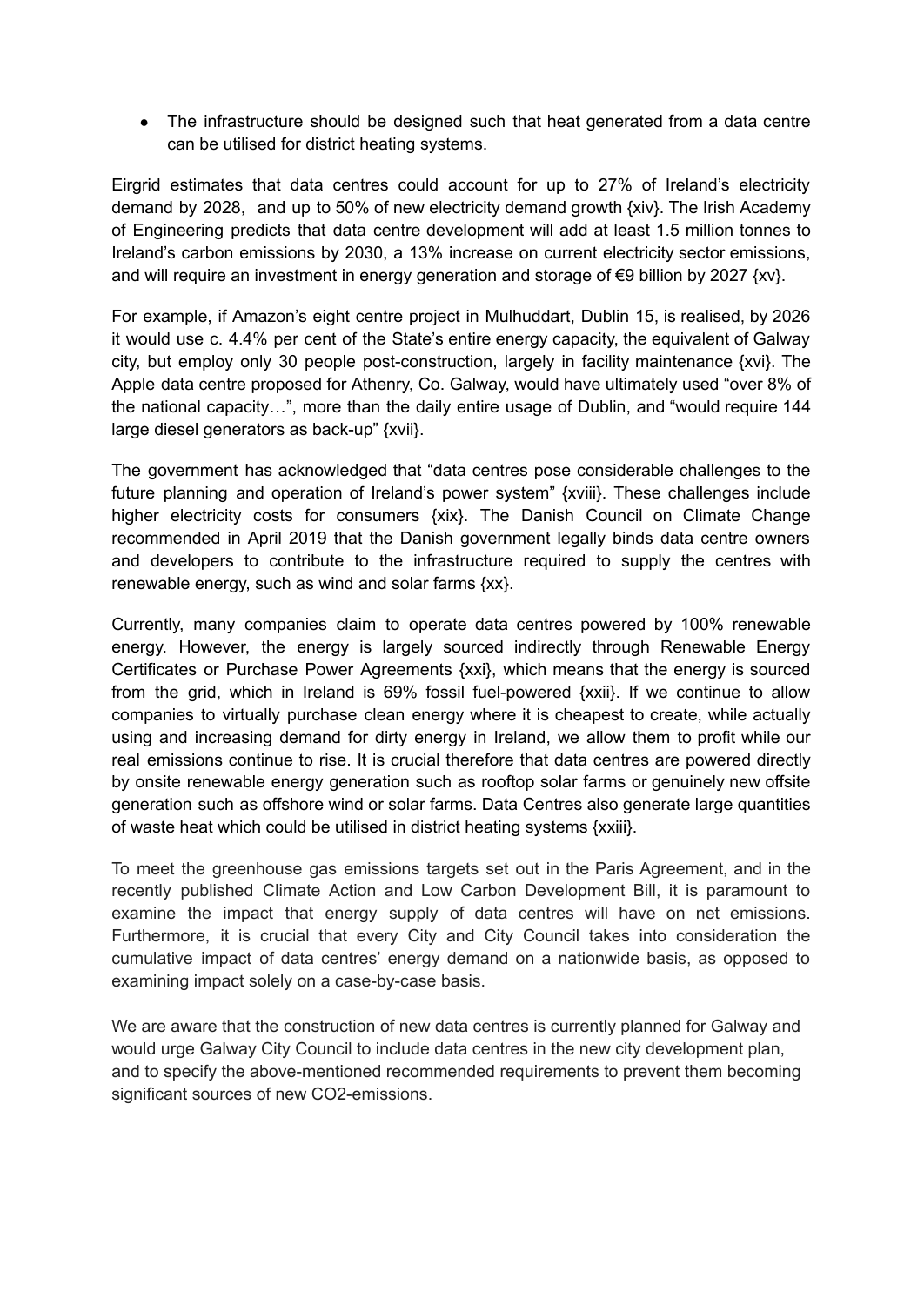- The infrastructure should be designed such that heat generated from a data centre can be utilised for district heating systems.

Eirgrid estimates that data centres could account for up to 27% of Ireland's electricity demand by 2028, and up to 50% of new electricity demand growth {xiv}. The Irish Academy of Engineering predicts that data centre development will add at least 1.5 million tonnes to Ireland's carbon emissions by 2030, a 13% increase on current electricity sector emissions, and will require an investment in energy generation and storage of €9 billion by 2027 {xv}.

For example, if Amazon's eight centre project in Mulhuddart, Dublin 15, is realised, by 2026 it would use c. 4.4% per cent of the State's entire energy capacity, the equivalent of Galway city, but employ only 30 people post-construction, largely in facility maintenance {xvi}. The Apple data centre proposed for Athenry, Co. Galway, would have ultimately used "over 8% of the national capacity…", more than the daily entire usage of Dublin, and "would require 144 large diesel generators as back-up" {xvii}.

The government has acknowledged that "data centres pose considerable challenges to the future planning and operation of Ireland's power system" {xviii}. These challenges include higher electricity costs for consumers {xix}. The Danish Council on Climate Change recommended in April 2019 that the Danish government legally binds data centre owners and developers to contribute to the infrastructure required to supply the centres with renewable energy, such as wind and solar farms {xx}.

Currently, many companies claim to operate data centres powered by 100% renewable energy. However, the energy is largely sourced indirectly through Renewable Energy Certificates or Purchase Power Agreements {xxi}, which means that the energy is sourced from the grid, which in Ireland is 69% fossil fuel-powered {xxii}. If we continue to allow companies to virtually purchase clean energy where it is cheapest to create, while actually using and increasing demand for dirty energy in Ireland, we allow them to profit while our real emissions continue to rise. It is crucial therefore that data centres are powered directly by onsite renewable energy generation such as rooftop solar farms or genuinely new offsite generation such as offshore wind or solar farms. Data Centres also generate large quantities of waste heat which could be utilised in district heating systems {xxiii}.

To meet the greenhouse gas emissions targets set out in the Paris Agreement, and in the recently published Climate Action and Low Carbon Development Bill, it is paramount to examine the impact that energy supply of data centres will have on net emissions. Furthermore, it is crucial that every City and City Council takes into consideration the cumulative impact of data centres' energy demand on a nationwide basis, as opposed to examining impact solely on a case-by-case basis.

We are aware that the construction of new data centres is currently planned for Galway and would urge Galway City Council to include data centres in the new city development plan, and to specify the above-mentioned recommended requirements to prevent them becoming significant sources of new $CO_2$-emissions.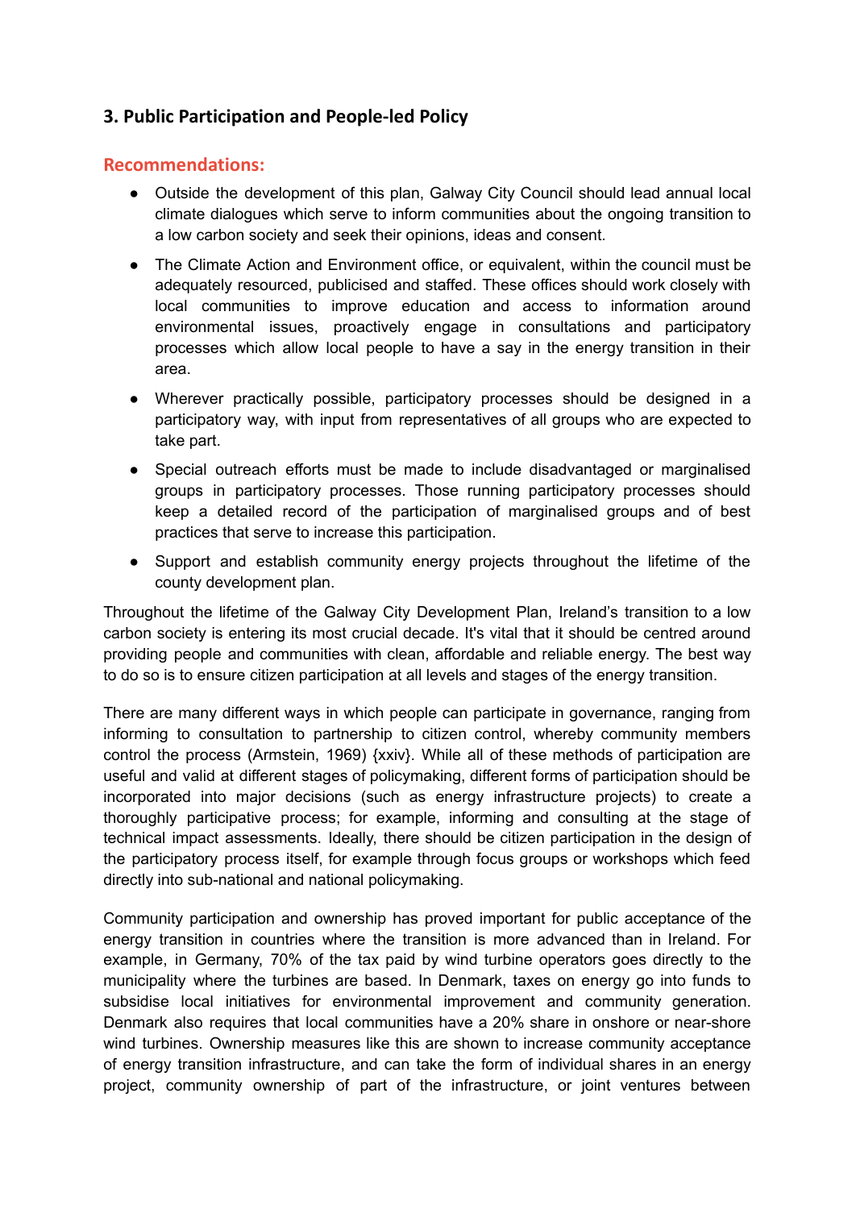### 3. Public Participation and People-led Policy

#### Recommendations:

- Outside the development of this plan, Galway City Council should lead annual local climate dialogues which serve to inform communities about the ongoing transition to a low carbon society and seek their opinions, ideas and consent.
- The Climate Action and Environment office, or equivalent, within the council must be adequately resourced, publicised and staffed. These offices should work closely with local communities to improve education and access to information around environmental issues, proactively engage in consultations and participatory processes which allow local people to have a say in the energy transition in their area.
- Wherever practically possible, participatory processes should be designed in a participatory way, with input from representatives of all groups who are expected to take part.
- Special outreach efforts must be made to include disadvantaged or marginalised groups in participatory processes. Those running participatory processes should keep a detailed record of the participation of marginalised groups and of best practices that serve to increase this participation.
- Support and establish community energy projects throughout the lifetime of the county development plan.

Throughout the lifetime of the Galway City Development Plan, Ireland's transition to a low carbon society is entering its most crucial decade. It's vital that it should be centred around providing people and communities with clean, affordable and reliable energy. The best way to do so is to ensure citizen participation at all levels and stages of the energy transition.

There are many different ways in which people can participate in governance, ranging from informing to consultation to partnership to citizen control, whereby community members control the process (Armstein, 1969) {xxiv}. While all of these methods of participation are useful and valid at different stages of policymaking, different forms of participation should be incorporated into major decisions (such as energy infrastructure projects) to create a thoroughly participative process; for example, informing and consulting at the stage of technical impact assessments. Ideally, there should be citizen participation in the design of the participatory process itself, for example through focus groups or workshops which feed directly into sub-national and national policymaking.

Community participation and ownership has proved important for public acceptance of the energy transition in countries where the transition is more advanced than in Ireland. For example, in Germany, 70% of the tax paid by wind turbine operators goes directly to the municipality where the turbines are based. In Denmark, taxes on energy go into funds to subsidise local initiatives for environmental improvement and community generation. Denmark also requires that local communities have a 20% share in onshore or near-shore wind turbines. Ownership measures like this are shown to increase community acceptance of energy transition infrastructure, and can take the form of individual shares in an energy project, community ownership of part of the infrastructure, or joint ventures between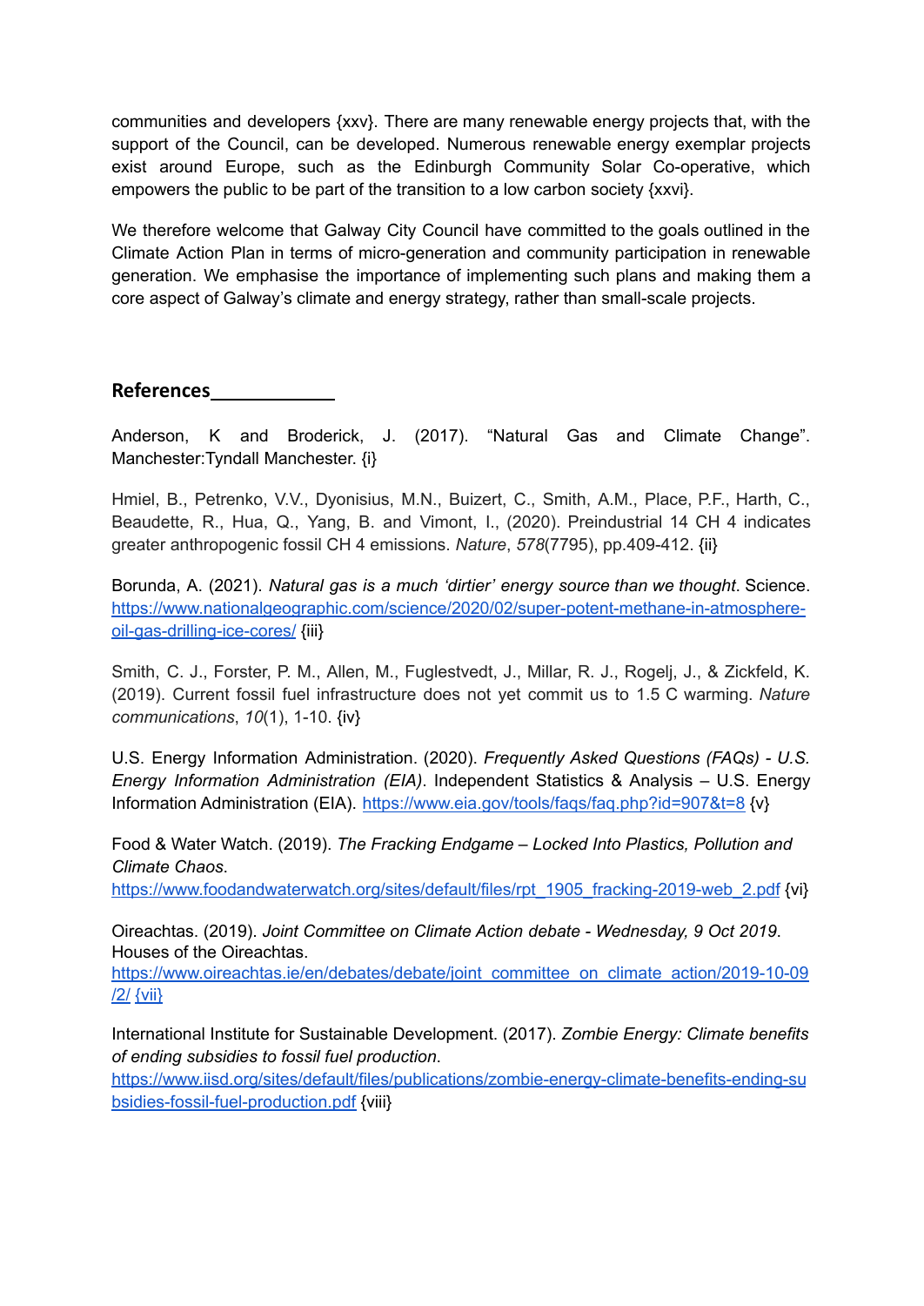communities and developers {xxv}. There are many renewable energy projects that, with the support of the Council, can be developed. Numerous renewable energy exemplar projects exist around Europe, such as the Edinburgh Community Solar Co-operative, which empowers the public to be part of the transition to a low carbon society {xxvi}.

We therefore welcome that Galway City Council have committed to the goals outlined in the Climate Action Plan in terms of micro-generation and community participation in renewable generation. We emphasise the importance of implementing such plans and making them a core aspect of Galway's climate and energy strategy, rather than small-scale projects.

## References

Anderson, K and Broderick, J. (2017). "Natural Gas and Climate Change". Manchester:Tyndall Manchester. {i}

Hmiel, B., Petrenko, V.V., Dyonisius, M.N., Buizert, C., Smith, A.M., Place, P.F., Harth, C., Beaudette, R., Hua, Q., Yang, B. and Vimont, I., (2020). Preindustrial 14 CH 4 indicates greater anthropogenic fossil CH 4 emissions. *Nature*, *578*(7795), pp.409-412. {ii}

Borunda, A. (2021). *Natural gas is a much 'dirtier' energy source than we thought*. Science. https://www.nationalgeographic.com/science/2020/02/super-potent-methane-in-atmosphere-oil-gas-drilling-ice-cores/ {iii}

Smith, C. J., Forster, P. M., Allen, M., Fuglestvedt, J., Millar, R. J., Rogelj, J., & Zickfeld, K. (2019). Current fossil fuel infrastructure does not yet commit us to 1.5 C warming. *Nature communications*, *10*(1), 1-10. {iv}

U.S. Energy Information Administration. (2020). *Frequently Asked Questions (FAQs) - U.S. Energy Information Administration (EIA)*. Independent Statistics & Analysis – U.S. Energy Information Administration (EIA). https://www.eia.gov/tools/faqs/faq.php?id=907&t=8 {v}

Food & Water Watch. (2019). *The Fracking Endgame – Locked Into Plastics, Pollution and Climate Chaos*. https://www.foodandwaterwatch.org/sites/default/files/rpt_1905_fracking-2019-web_2.pdf {vi}

Oireachtas. (2019). *Joint Committee on Climate Action debate - Wednesday, 9 Oct 2019*. Houses of the Oireachtas. https://www.oireachtas.ie/en/debates/debate/joint_committee_on_climate_action/2019-10-09/2/ {vii}

International Institute for Sustainable Development. (2017). *Zombie Energy: Climate benefits of ending subsidies to fossil fuel production*. https://www.iisd.org/sites/default/files/publications/zombie-energy-climate-benefits-ending-subsidies-fossil-fuel-production.pdf {viii}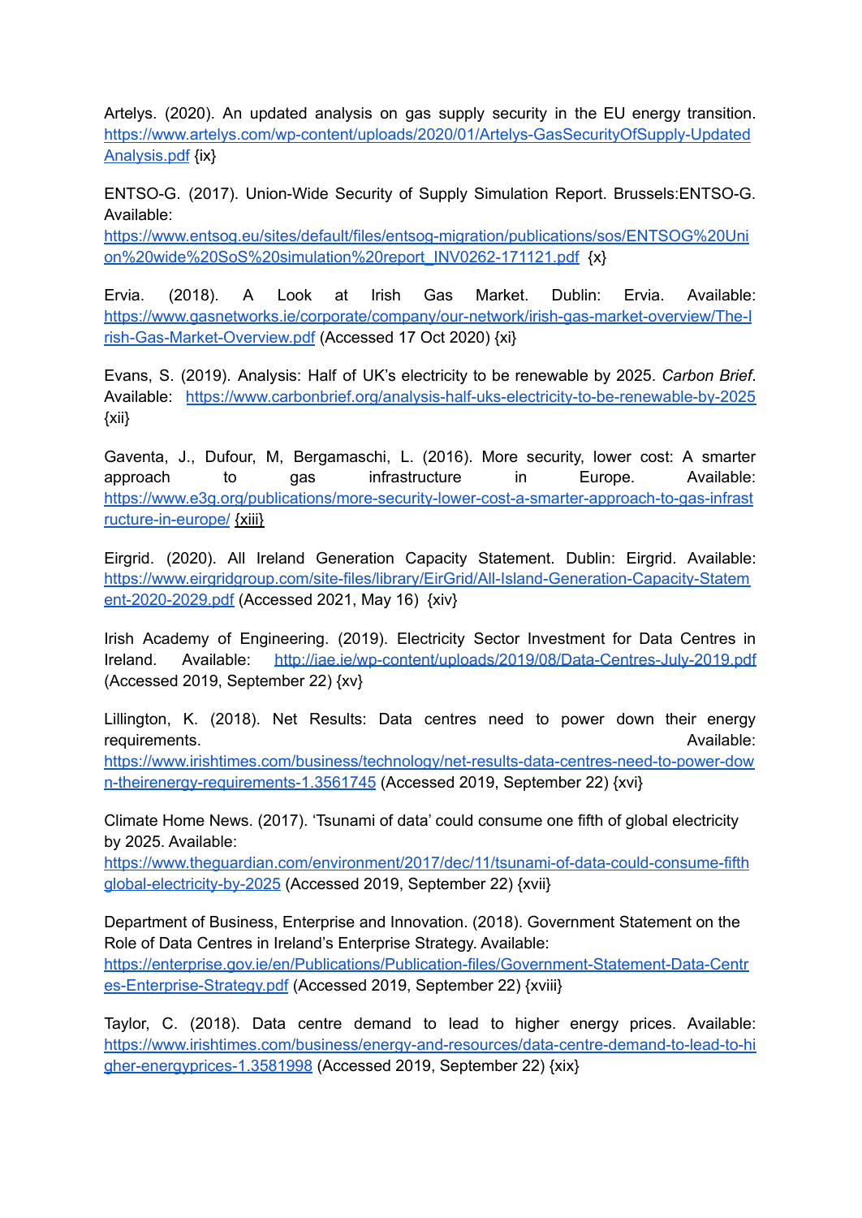Artelys. (2020). An updated analysis on gas supply security in the EU energy transition. https://www.artelys.com/wp-content/uploads/2020/01/Artelys-GasSecurityOfSupply-UpdatedAnalysis.pdf {ix}

ENTSO-G. (2017). Union-Wide Security of Supply Simulation Report. Brussels:ENTSO-G. Available: https://www.entsog.eu/sites/default/files/entsog-migration/publications/sos/ENTSOG%20Union%20wide%20SoS%20simulation%20report_INV0262-171121.pdf {x}

Ervia. (2018). A Look at Irish Gas Market. Dublin: Ervia. Available: https://www.gasnetworks.ie/corporate/company/our-network/irish-gas-market-overview/The-Irish-Gas-Market-Overview.pdf (Accessed 17 Oct 2020) {xi}

Evans, S. (2019). Analysis: Half of UK's electricity to be renewable by 2025. *Carbon Brief*. Available: https://www.carbonbrief.org/analysis-half-uks-electricity-to-be-renewable-by-2025 {xii}

Gaventa, J., Dufour, M, Bergamaschi, L. (2016). More security, lower cost: A smarter approach to gas infrastructure in Europe. Available: https://www.e3g.org/publications/more-security-lower-cost-a-smarter-approach-to-gas-infrastructure-in-europe/ {xiii}

Eirgrid. (2020). All Ireland Generation Capacity Statement. Dublin: Eirgrid. Available: https://www.eirgridgroup.com/site-files/library/EirGrid/All-Island-Generation-Capacity-Statement-2020-2029.pdf (Accessed 2021, May 16) {xiv}

Irish Academy of Engineering. (2019). Electricity Sector Investment for Data Centres in Ireland. Available: http://iae.ie/wp-content/uploads/2019/08/Data-Centres-July-2019.pdf (Accessed 2019, September 22) {xv}

Lillington, K. (2018). Net Results: Data centres need to power down their energy requirements. Available: https://www.irishtimes.com/business/technology/net-results-data-centres-need-to-power-down-theirenergy-requirements-1.3561745 (Accessed 2019, September 22) {xvi}

Climate Home News. (2017). 'Tsunami of data' could consume one fifth of global electricity by 2025. Available: https://www.theguardian.com/environment/2017/dec/11/tsunami-of-data-could-consume-fifth global-electricity-by-2025 (Accessed 2019, September 22) {xvii}

Department of Business, Enterprise and Innovation. (2018). Government Statement on the Role of Data Centres in Ireland's Enterprise Strategy. Available: https://enterprise.gov.ie/en/Publications/Publication-files/Government-Statement-Data-Centres-Enterprise-Strategy.pdf (Accessed 2019, September 22) {xviii}

Taylor, C. (2018). Data centre demand to lead to higher energy prices. Available: https://www.irishtimes.com/business/energy-and-resources/data-centre-demand-to-lead-to-higher-energyprices-1.3581998 (Accessed 2019, September 22) {xix}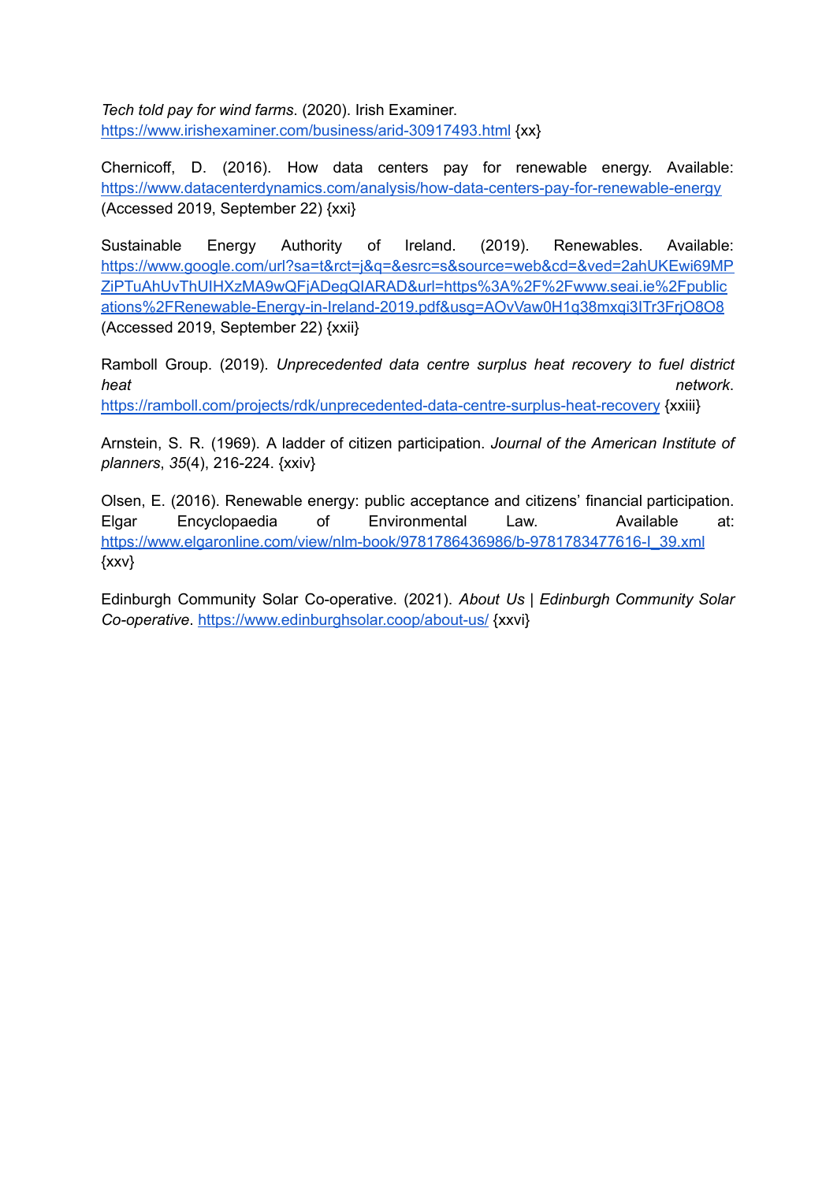*Tech told pay for wind farms*. (2020). Irish Examiner. https://www.irishexaminer.com/business/arid-30917493.html {xx}

Chernicoff, D. (2016). How data centers pay for renewable energy. Available: https://www.datacenterdynamics.com/analysis/how-data-centers-pay-for-renewable-energy (Accessed 2019, September 22) {xxi}

Sustainable Energy Authority of Ireland. (2019). Renewables. Available: https://www.google.com/url?sa=t&rct=j&q=&esrc=s&source=web&cd=&ved=2ahUKEwi69MPZiPTuAhUvThUIHXzMA9wQFjADegQIARAD&url=https%3A%2F%2Fwww.seai.ie%2Fpublications%2FRenewable-Energy-in-Ireland-2019.pdf&usg=AOvVaw0H1g38mxqi3ITr3FrjO8O8 (Accessed 2019, September 22) {xxii}

Ramboll Group. (2019). *Unprecedented data centre surplus heat recovery to fuel district heat network*. https://ramboll.com/projects/rdk/unprecedented-data-centre-surplus-heat-recovery {xxiii}

Arnstein, S. R. (1969). A ladder of citizen participation. *Journal of the American Institute of planners*, *35*(4), 216-224. {xxiv}

Olsen, E. (2016). Renewable energy: public acceptance and citizens' financial participation. Elgar Encyclopaedia of Environmental Law. Available at: https://www.elgaronline.com/view/nlm-book/9781786436986/b-9781783477616-I_39.xml {xxv}

Edinburgh Community Solar Co-operative. (2021). *About Us | Edinburgh Community Solar Co-operative*. https://www.edinburghsolar.coop/about-us/ {xxvi}